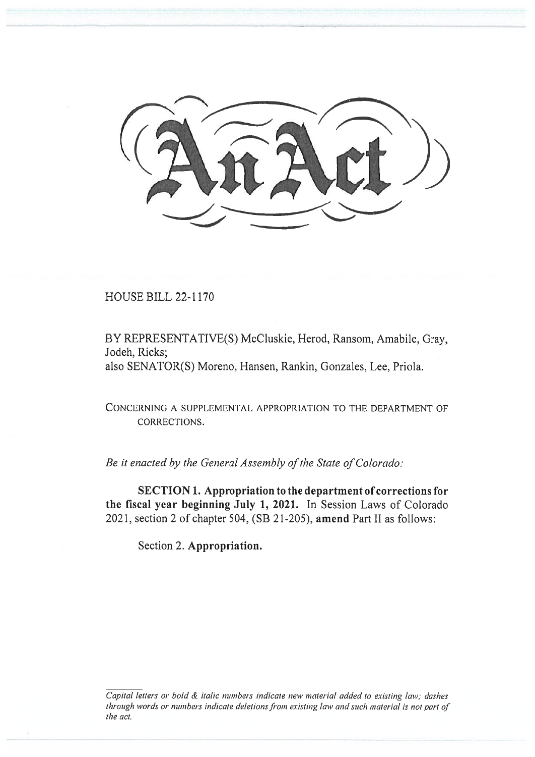# An Act

HOUSE BILL 22-1170

BY REPRESENTATIVE(S) McCluskie, Herod, Ransom, Amabile, Gray, Jodeh, Ricks;
also SENATOR(S) Moreno, Hansen, Rankin, Gonzales, Lee, Priola.

CONCERNING A SUPPLEMENTAL APPROPRIATION TO THE DEPARTMENT OF CORRECTIONS.

*Be it enacted by the General Assembly of the State of Colorado:*

**SECTION 1. Appropriation to the department of corrections for the fiscal year beginning July 1, 2021.** In Session Laws of Colorado 2021, section 2 of chapter 504, (SB 21-205), **amend** Part II as follows:

Section 2. **Appropriation.**

*Capital letters or bold & italic numbers indicate new material added to existing law; dashes through words or numbers indicate deletions from existing law and such material is not part of the act.*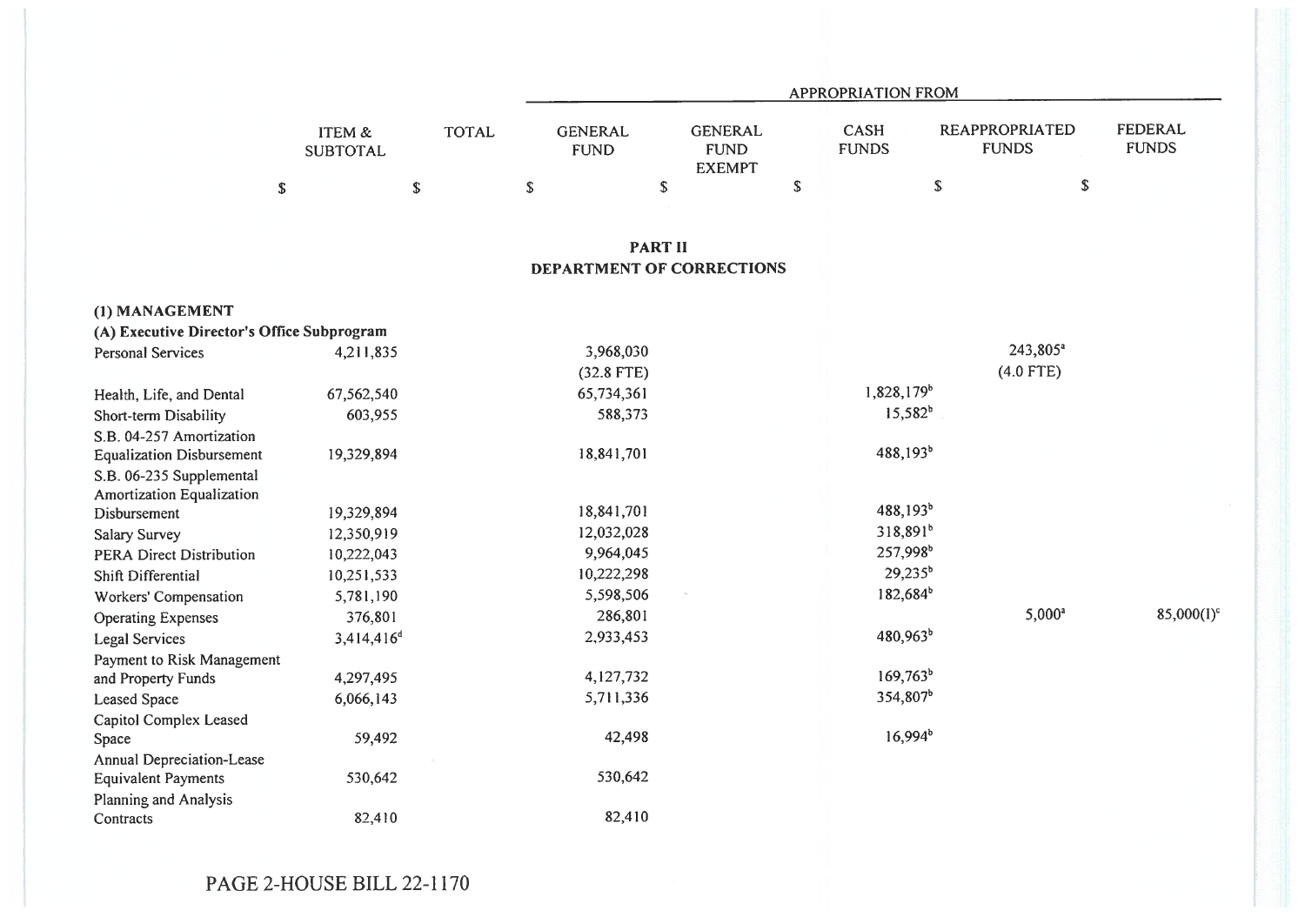| | ITEM & SUBTOTAL | TOTAL | APPROPRIATION FROM | | | | |
|---|---|---|---|---|---|---|---|
| | | | GENERAL FUND | GENERAL FUND EXEMPT | CASH FUNDS | REAPPROPRIATED FUNDS | FEDERAL FUNDS |
| | $ | $ | $ | $ | $ | $ | $ |

## PART II
## DEPARTMENT OF CORRECTIONS

**(1) MANAGEMENT**

**(A) Executive Director's Office Subprogram**

| | ITEM & SUBTOTAL | TOTAL | GENERAL FUND | GENERAL FUND EXEMPT | CASH FUNDS | REAPPROPRIATED FUNDS | FEDERAL FUNDS |
|---|---|---|---|---|---|---|---|
| Personal Services | 4,211,835 | | 3,968,030 | | | 243,805[a] | |
| | | | (32.8 FTE) | | | (4.0 FTE) | |
| Health, Life, and Dental | 67,562,540 | | 65,734,361 | | 1,828,179[b] | | |
| Short-term Disability | 603,955 | | 588,373 | | 15,582[b] | | |
| S.B. 04-257 Amortization Equalization Disbursement | 19,329,894 | | 18,841,701 | | 488,193[b] | | |
| S.B. 06-235 Supplemental Amortization Equalization Disbursement | 19,329,894 | | 18,841,701 | | 488,193[b] | | |
| Salary Survey | 12,350,919 | | 12,032,028 | | 318,891[b] | | |
| PERA Direct Distribution | 10,222,043 | | 9,964,045 | | 257,998[b] | | |
| Shift Differential | 10,251,533 | | 10,222,298 | | 29,235[b] | | |
| Workers' Compensation | 5,781,190 | | 5,598,506 | | 182,684[b] | | |
| Operating Expenses | 376,801 | | 286,801 | | | 5,000[a] | 85,000(I)[c] |
| Legal Services | 3,414,416[d] | | 2,933,453 | | 480,963[b] | | |
| Payment to Risk Management and Property Funds | 4,297,495 | | 4,127,732 | | 169,763[b] | | |
| Leased Space | 6,066,143 | | 5,711,336 | | 354,807[b] | | |
| Capitol Complex Leased Space | 59,492 | | 42,498 | | 16,994[b] | | |
| Annual Depreciation-Lease Equivalent Payments | 530,642 | | 530,642 | | | | |
| Planning and Analysis Contracts | 82,410 | | 82,410 | | | | |

PAGE 2-HOUSE BILL 22-1170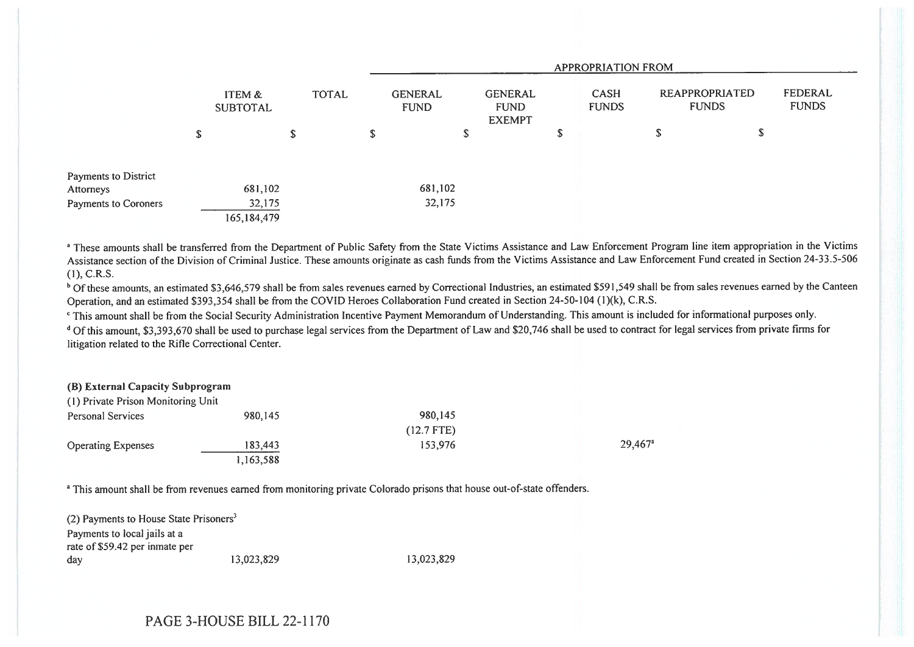| | ITEM & SUBTOTAL | TOTAL | APPROPRIATION FROM | | | | |
|---|---|---|---|---|---|---|---|
| | | | GENERAL FUND | GENERAL FUND EXEMPT | CASH FUNDS | REAPPROPRIATED FUNDS | FEDERAL FUNDS |
| | $ | $ | $ | $ | $ | $ | $ |
| Payments to District Attorneys | 681,102 | | 681,102 | | | | |
| Payments to Coroners | 32,175 | | 32,175 | | | | |
| | 165,184,479 | | | | | | |

[a] These amounts shall be transferred from the Department of Public Safety from the State Victims Assistance and Law Enforcement Program line item appropriation in the Victims Assistance section of the Division of Criminal Justice. These amounts originate as cash funds from the Victims Assistance and Law Enforcement Fund created in Section 24-33.5-506 (1), C.R.S.

[b] Of these amounts, an estimated $3,646,579 shall be from sales revenues earned by Correctional Industries, an estimated $591,549 shall be from sales revenues earned by the Canteen Operation, and an estimated $393,354 shall be from the COVID Heroes Collaboration Fund created in Section 24-50-104 (1)(k), C.R.S.

[c] This amount shall be from the Social Security Administration Incentive Payment Memorandum of Understanding. This amount is included for informational purposes only.

[d] Of this amount, $3,393,670 shall be used to purchase legal services from the Department of Law and $20,746 shall be used to contract for legal services from private firms for litigation related to the Rifle Correctional Center.

**(B) External Capacity Subprogram**

| | ITEM & SUBTOTAL | TOTAL | GENERAL FUND | GENERAL FUND EXEMPT | CASH FUNDS | REAPPROPRIATED FUNDS | FEDERAL FUNDS |
|---|---|---|---|---|---|---|---|
| (1) Private Prison Monitoring Unit | | | | | | | |
| Personal Services | 980,145 | | 980,145 (12.7 FTE) | | | | |
| Operating Expenses | 183,443 | | 153,976 | | 29,467[a] | | |
| | 1,163,588 | | | | | | |

[a] This amount shall be from revenues earned from monitoring private Colorado prisons that house out-of-state offenders.

| | ITEM & SUBTOTAL | TOTAL | GENERAL FUND | GENERAL FUND EXEMPT | CASH FUNDS | REAPPROPRIATED FUNDS | FEDERAL FUNDS |
|---|---|---|---|---|---|---|---|
| (2) Payments to House State Prisoners[3] | | | | | | | |
| Payments to local jails at a rate of $59.42 per inmate per day | 13,023,829 | | 13,023,829 | | | | |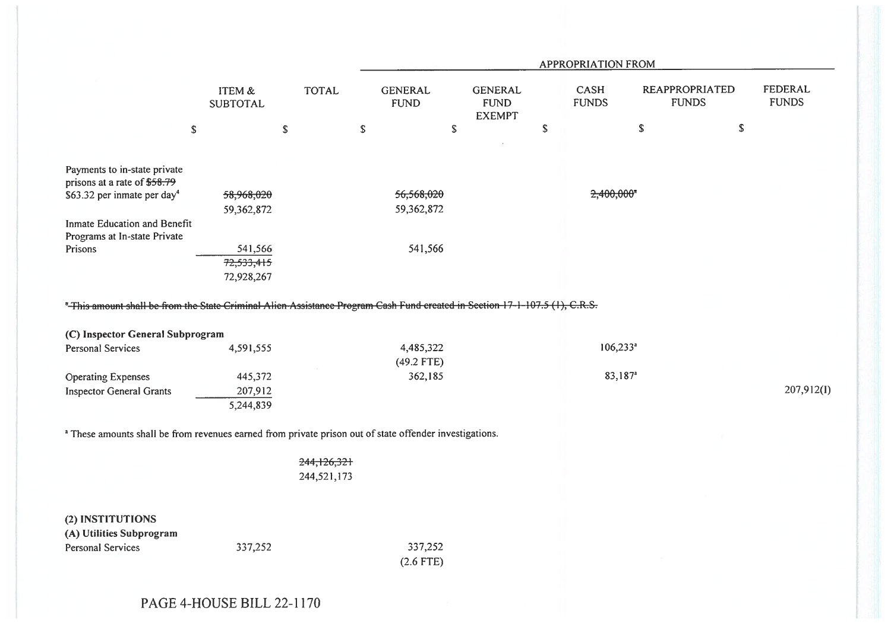| | ITEM & SUBTOTAL | TOTAL | GENERAL FUND | GENERAL FUND EXEMPT | CASH FUNDS | REAPPROPRIATED FUNDS | FEDERAL FUNDS |
|---|---|---|---|---|---|---|---|
| | | | APPROPRIATION FROM | | | | |
| | $ | $ | $ | $ | $ | $ | $ |
| Payments to in-state private prisons at a rate of ~~$58.79~~ $63.32 per inmate per day[4] | ~~58,968,020~~ 59,362,872 | | ~~56,568,020~~ 59,362,872 | | ~~2,400,000[a]~~ | | |
| Inmate Education and Benefit Programs at In-state Private Prisons | 541,566 | | 541,566 | | | | |
| | ~~72,533,415~~ 72,928,267 | | | | | | |

~~[a] This amount shall be from the State Criminal Alien Assistance Program Cash Fund created in Section 17-1-107.5 (1), C.R.S.~~

| | ITEM & SUBTOTAL | TOTAL | GENERAL FUND | GENERAL FUND EXEMPT | CASH FUNDS | REAPPROPRIATED FUNDS | FEDERAL FUNDS |
|---|---|---|---|---|---|---|---|
| **(C) Inspector General Subprogram** | | | | | | | |
| Personal Services | 4,591,555 | | 4,485,322 (49.2 FTE) | | 106,233[a] | | |
| Operating Expenses | 445,372 | | 362,185 | | 83,187[a] | | |
| Inspector General Grants | 207,912 | | | | | | 207,912(I) |
| | 5,244,839 | | | | | | |

[a] These amounts shall be from revenues earned from private prison out of state offender investigations.

| | ITEM & SUBTOTAL | TOTAL | GENERAL FUND | GENERAL FUND EXEMPT | CASH FUNDS | REAPPROPRIATED FUNDS | FEDERAL FUNDS |
|---|---|---|---|---|---|---|---|
| | | ~~244,126,321~~ 244,521,173 | | | | | |

**(2) INSTITUTIONS**

| | ITEM & SUBTOTAL | TOTAL | GENERAL FUND | GENERAL FUND EXEMPT | CASH FUNDS | REAPPROPRIATED FUNDS | FEDERAL FUNDS |
|---|---|---|---|---|---|---|---|
| **(A) Utilities Subprogram** | | | | | | | |
| Personal Services | 337,252 | | 337,252 (2.6 FTE) | | | | |

PAGE 4-HOUSE BILL 22-1170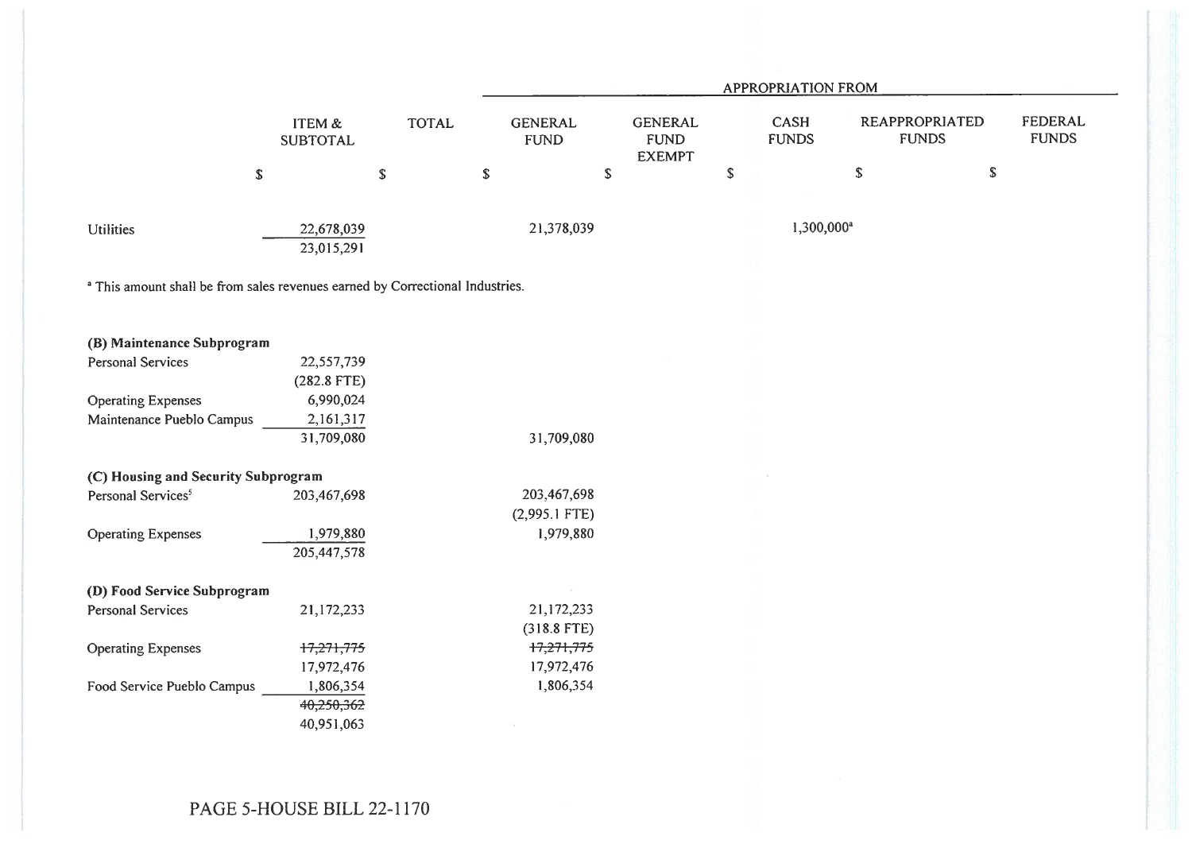| | ITEM & SUBTOTAL | TOTAL | GENERAL FUND | GENERAL FUND EXEMPT | CASH FUNDS | REAPPROPRIATED FUNDS | FEDERAL FUNDS |
|---|---|---|---|---|---|---|---|
| | | | APPROPRIATION FROM | | | | |
| | $ | $ | $ | $ | $ | $ | $ |
| Utilities | 22,678,039 | | 21,378,039 | | 1,300,000[a] | | |
| | 23,015,291 | | | | | | |

[a] This amount shall be from sales revenues earned by Correctional Industries.

| | ITEM & SUBTOTAL | TOTAL | GENERAL FUND | GENERAL FUND EXEMPT | CASH FUNDS | REAPPROPRIATED FUNDS | FEDERAL FUNDS |
|---|---|---|---|---|---|---|---|
| **(B) Maintenance Subprogram** | | | | | | | |
| Personal Services | 22,557,739 | | | | | | |
| | (282.8 FTE) | | | | | | |
| Operating Expenses | 6,990,024 | | | | | | |
| Maintenance Pueblo Campus | 2,161,317 | | | | | | |
| | 31,709,080 | | 31,709,080 | | | | |
| **(C) Housing and Security Subprogram** | | | | | | | |
| Personal Services[5] | 203,467,698 | | 203,467,698 | | | | |
| | | | (2,995.1 FTE) | | | | |
| Operating Expenses | 1,979,880 | | 1,979,880 | | | | |
| | 205,447,578 | | | | | | |
| **(D) Food Service Subprogram** | | | | | | | |
| Personal Services | 21,172,233 | | 21,172,233 | | | | |
| | | | (318.8 FTE) | | | | |
| Operating Expenses | ~~17,271,775~~ | | ~~17,271,775~~ | | | | |
| | 17,972,476 | | 17,972,476 | | | | |
| Food Service Pueblo Campus | 1,806,354 | | 1,806,354 | | | | |
| | ~~40,250,362~~ | | | | | | |
| | 40,951,063 | | | | | | |

PAGE 5-HOUSE BILL 22-1170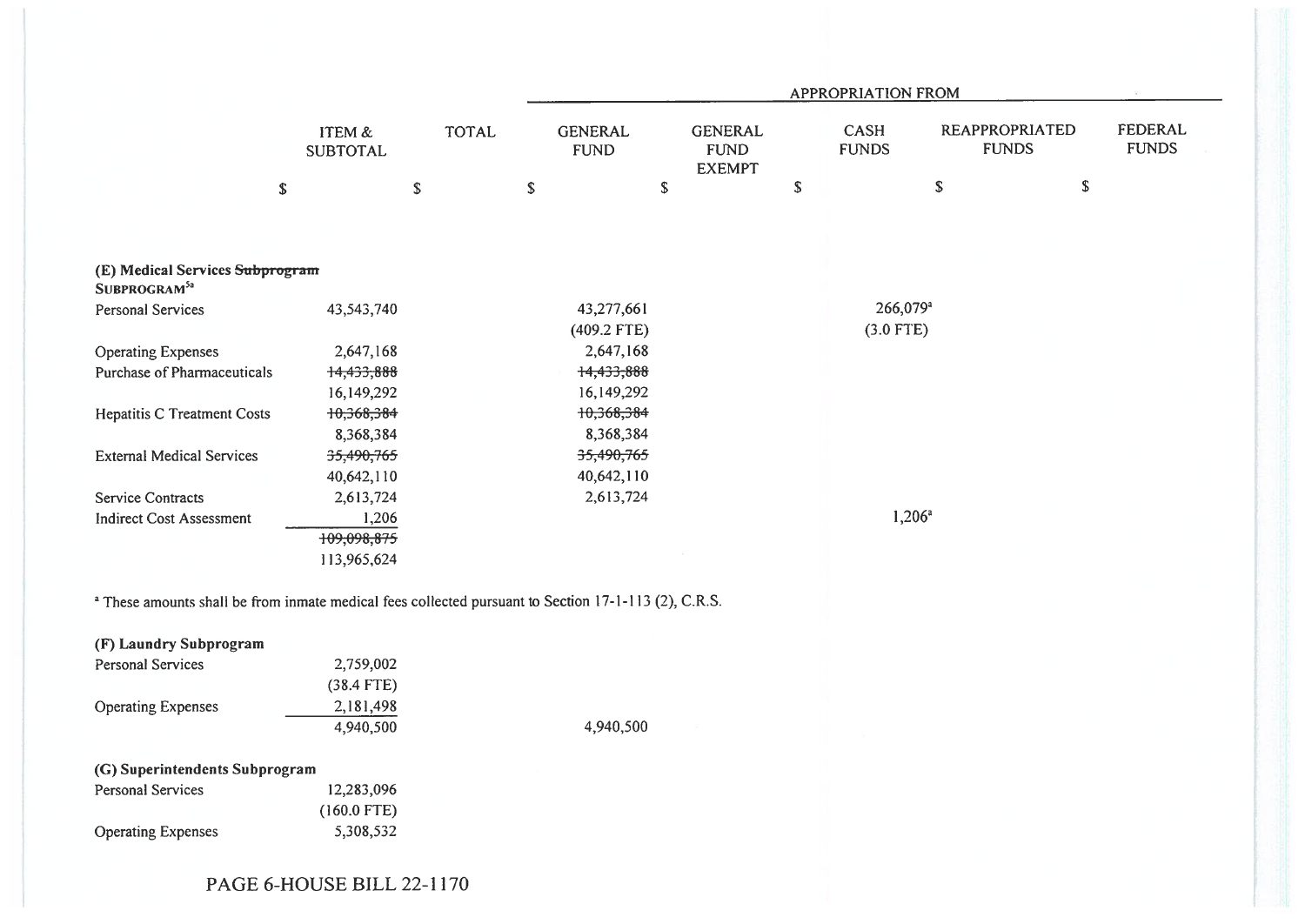| | ITEM & SUBTOTAL | TOTAL | APPROPRIATION FROM | | | | |
|---|---|---|---|---|---|---|---|
| | | | GENERAL FUND | GENERAL FUND EXEMPT | CASH FUNDS | REAPPROPRIATED FUNDS | FEDERAL FUNDS |
| | $ | $ | $ | $ | $ | $ | $ |
| **(E) Medical Services ~~Subprogram~~ SUBPROGRAM[5a]** | | | | | | | |
| Personal Services | 43,543,740 | | 43,277,661 (409.2 FTE) | | 266,079[a] (3.0 FTE) | | |
| Operating Expenses | 2,647,168 | | 2,647,168 | | | | |
| Purchase of Pharmaceuticals | ~~14,433,888~~ 16,149,292 | | ~~14,433,888~~ 16,149,292 | | | | |
| Hepatitis C Treatment Costs | ~~10,368,384~~ 8,368,384 | | ~~10,368,384~~ 8,368,384 | | | | |
| External Medical Services | ~~35,490,765~~ 40,642,110 | | ~~35,490,765~~ 40,642,110 | | | | |
| Service Contracts | 2,613,724 | | 2,613,724 | | | | |
| Indirect Cost Assessment | 1,206 | | | | 1,206[a] | | |
| | ~~109,098,875~~ 113,965,624 | | | | | | |

[a] These amounts shall be from inmate medical fees collected pursuant to Section 17-1-113 (2), C.R.S.

| | ITEM & SUBTOTAL | TOTAL | GENERAL FUND | GENERAL FUND EXEMPT | CASH FUNDS | REAPPROPRIATED FUNDS | FEDERAL FUNDS |
|---|---|---|---|---|---|---|---|
| **(F) Laundry Subprogram** | | | | | | | |
| Personal Services | 2,759,002 (38.4 FTE) | | | | | | |
| Operating Expenses | 2,181,498 | | | | | | |
| | 4,940,500 | | 4,940,500 | | | | |
| **(G) Superintendents Subprogram** | | | | | | | |
| Personal Services | 12,283,096 (160.0 FTE) | | | | | | |
| Operating Expenses | 5,308,532 | | | | | | |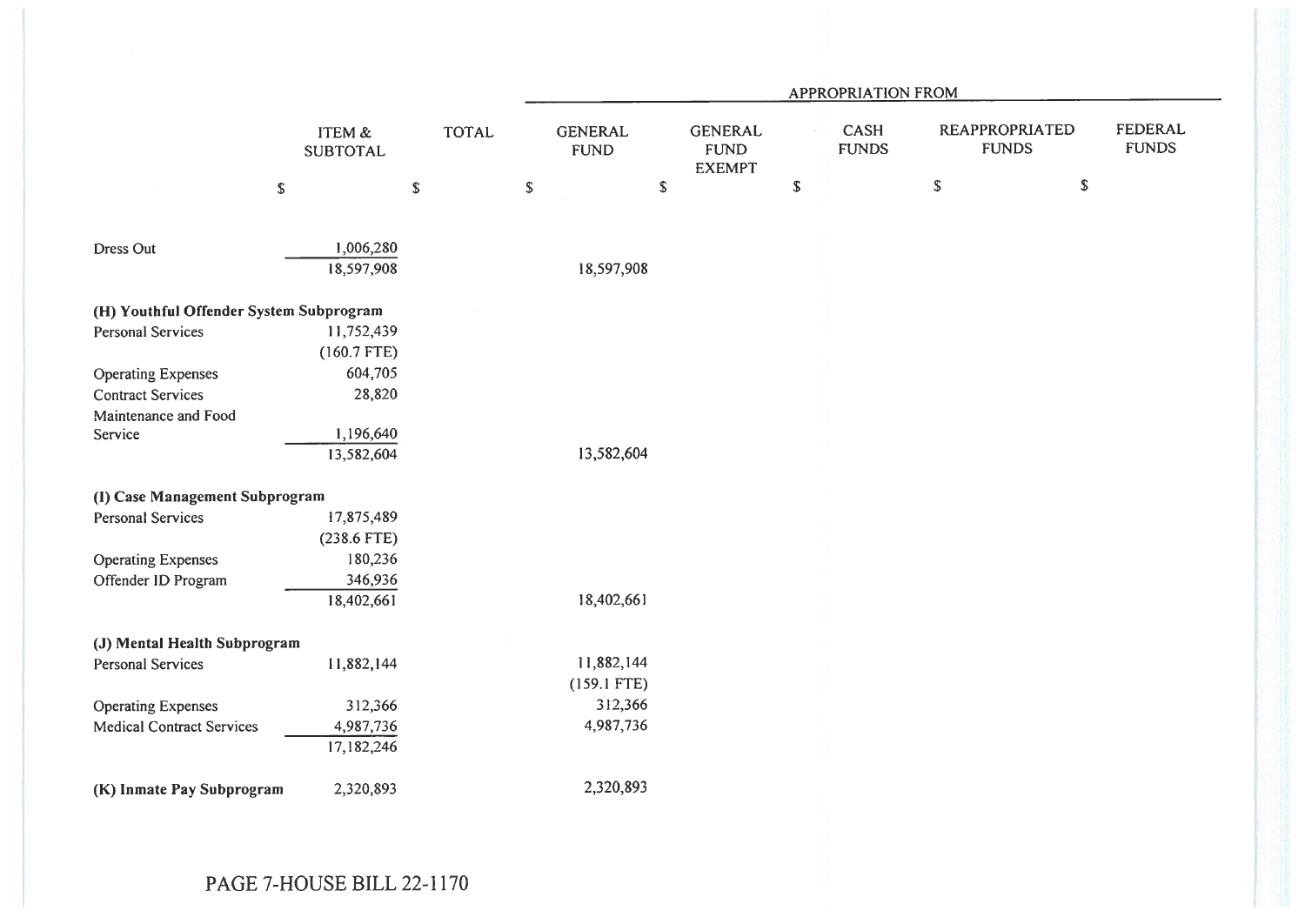| | ITEM & SUBTOTAL | TOTAL | GENERAL FUND | GENERAL FUND EXEMPT | CASH FUNDS | REAPPROPRIATED FUNDS | FEDERAL FUNDS |
|---|---|---|---|---|---|---|---|
| | | | APPROPRIATION FROM | | | | |
| | $ | $ | $ | $ | $ | $ | $ |
| Dress Out | 1,006,280 | | | | | | |
| | 18,597,908 | | 18,597,908 | | | | |
| **(H) Youthful Offender System Subprogram** | | | | | | | |
| Personal Services | 11,752,439 | | | | | | |
| | (160.7 FTE) | | | | | | |
| Operating Expenses | 604,705 | | | | | | |
| Contract Services | 28,820 | | | | | | |
| Maintenance and Food Service | 1,196,640 | | | | | | |
| | 13,582,604 | | 13,582,604 | | | | |
| **(I) Case Management Subprogram** | | | | | | | |
| Personal Services | 17,875,489 | | | | | | |
| | (238.6 FTE) | | | | | | |
| Operating Expenses | 180,236 | | | | | | |
| Offender ID Program | 346,936 | | | | | | |
| | 18,402,661 | | 18,402,661 | | | | |
| **(J) Mental Health Subprogram** | | | | | | | |
| Personal Services | 11,882,144 | | 11,882,144 | | | | |
| | | | (159.1 FTE) | | | | |
| Operating Expenses | 312,366 | | 312,366 | | | | |
| Medical Contract Services | 4,987,736 | | 4,987,736 | | | | |
| | 17,182,246 | | | | | | |
| **(K) Inmate Pay Subprogram** | 2,320,893 | | 2,320,893 | | | | |

PAGE 7-HOUSE BILL 22-1170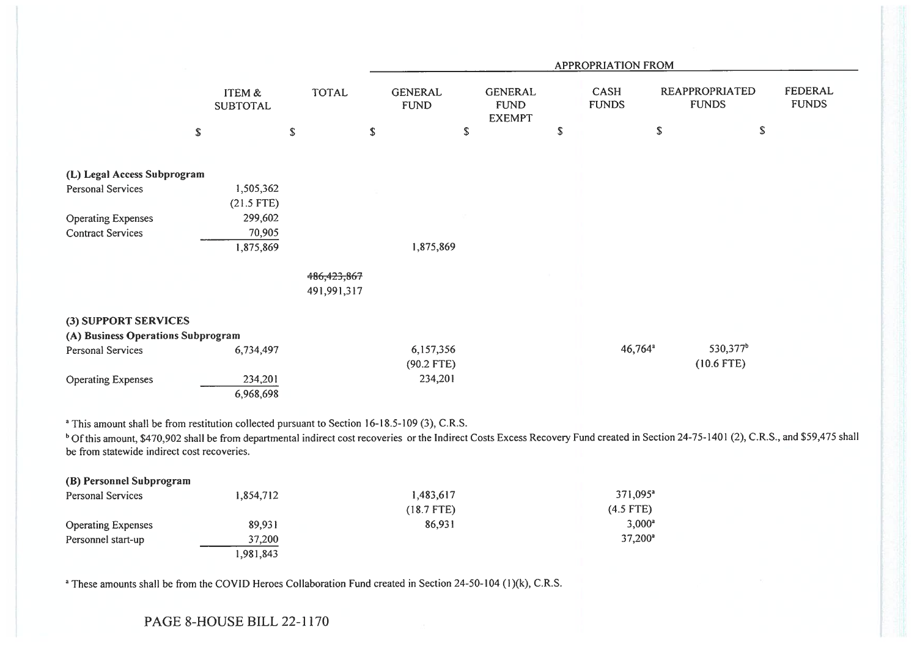| | ITEM & SUBTOTAL | TOTAL | APPROPRIATION FROM GENERAL FUND | GENERAL FUND EXEMPT | CASH FUNDS | REAPPROPRIATED FUNDS | FEDERAL FUNDS |
|---|---|---|---|---|---|---|---|
| | $ | $ | $ | $ | $ | $ | $ |
| **(L) Legal Access Subprogram** | | | | | | | |
| Personal Services | 1,505,362 | | | | | | |
| | (21.5 FTE) | | | | | | |
| Operating Expenses | 299,602 | | | | | | |
| Contract Services | 70,905 | | | | | | |
| | 1,875,869 | | 1,875,869 | | | | |
| | | ~~486,423,867~~ | | | | | |
| | | 491,991,317 | | | | | |
| **(3) SUPPORT SERVICES** | | | | | | | |
| **(A) Business Operations Subprogram** | | | | | | | |
| Personal Services | 6,734,497 | | 6,157,356 | | 46,764[a] | 530,377[b] | |
| | | | (90.2 FTE) | | | (10.6 FTE) | |
| Operating Expenses | 234,201 | | 234,201 | | | | |
| | 6,968,698 | | | | | | |

[a] This amount shall be from restitution collected pursuant to Section 16-18.5-109 (3), C.R.S.

[b] Of this amount, $470,902 shall be from departmental indirect cost recoveries or the Indirect Costs Excess Recovery Fund created in Section 24-75-1401 (2), C.R.S., and $59,475 shall be from statewide indirect cost recoveries.

| | ITEM & SUBTOTAL | TOTAL | GENERAL FUND | GENERAL FUND EXEMPT | CASH FUNDS | REAPPROPRIATED FUNDS | FEDERAL FUNDS |
|---|---|---|---|---|---|---|---|
| **(B) Personnel Subprogram** | | | | | | | |
| Personal Services | 1,854,712 | | 1,483,617 | | 371,095[a] | | |
| | | | (18.7 FTE) | | (4.5 FTE) | | |
| Operating Expenses | 89,931 | | 86,931 | | 3,000[a] | | |
| Personnel start-up | 37,200 | | | | 37,200[a] | | |
| | 1,981,843 | | | | | | |

[a] These amounts shall be from the COVID Heroes Collaboration Fund created in Section 24-50-104 (1)(k), C.R.S.

PAGE 8-HOUSE BILL 22-1170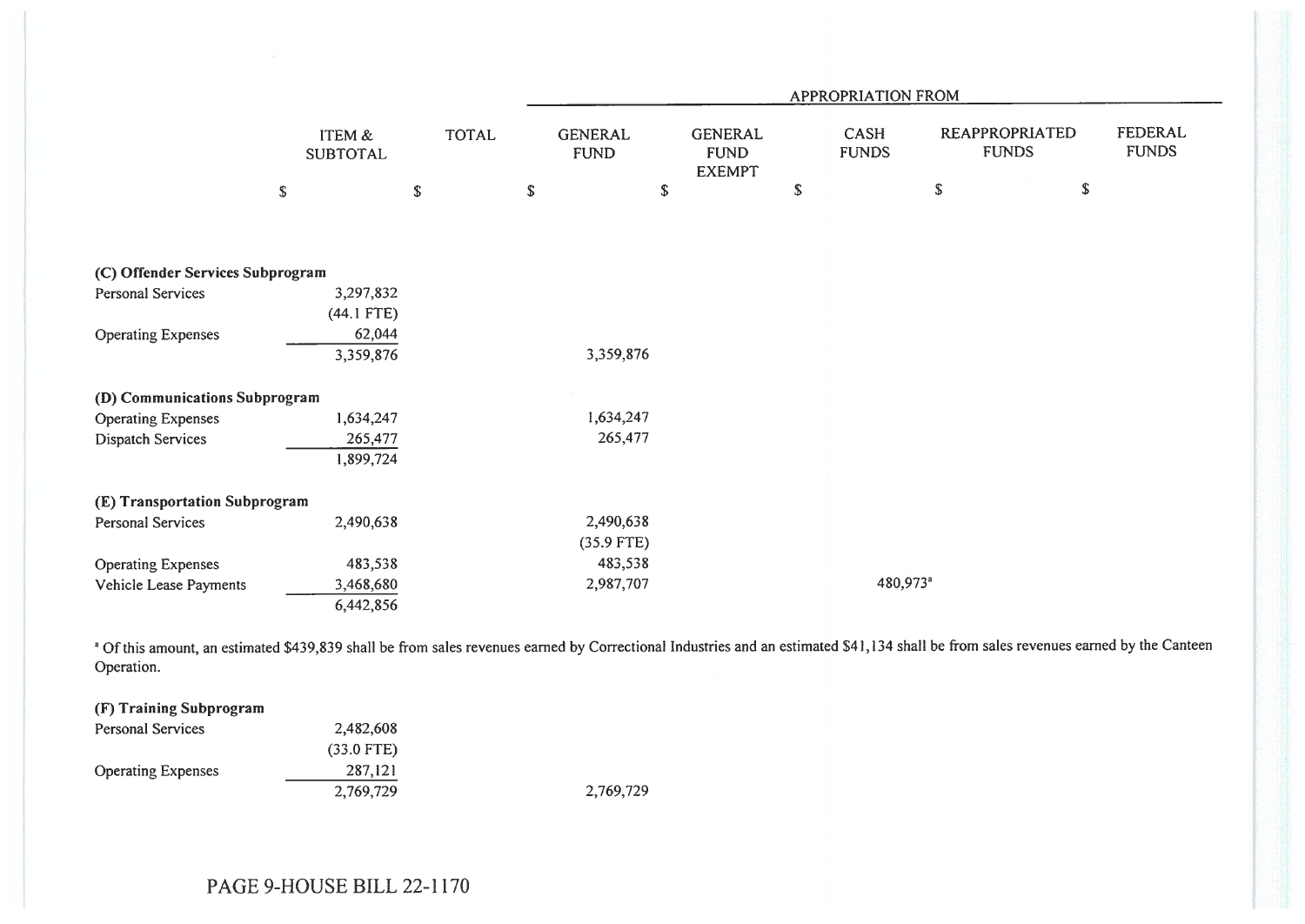| | ITEM & SUBTOTAL | TOTAL | APPROPRIATION FROM GENERAL FUND | GENERAL FUND EXEMPT | CASH FUNDS | REAPPROPRIATED FUNDS | FEDERAL FUNDS |
|---|---|---|---|---|---|---|---|
| | $ | $ | $ | $ | $ | $ | $ |
| **(C) Offender Services Subprogram** | | | | | | | |
| Personal Services | 3,297,832 | | | | | | |
| | (44.1 FTE) | | | | | | |
| Operating Expenses | 62,044 | | | | | | |
| | 3,359,876 | | 3,359,876 | | | | |
| **(D) Communications Subprogram** | | | | | | | |
| Operating Expenses | 1,634,247 | | 1,634,247 | | | | |
| Dispatch Services | 265,477 | | 265,477 | | | | |
| | 1,899,724 | | | | | | |
| **(E) Transportation Subprogram** | | | | | | | |
| Personal Services | 2,490,638 | | 2,490,638 | | | | |
| | | | (35.9 FTE) | | | | |
| Operating Expenses | 483,538 | | 483,538 | | | | |
| Vehicle Lease Payments | 3,468,680 | | 2,987,707 | | 480,973[a] | | |
| | 6,442,856 | | | | | | |

[a] Of this amount, an estimated $439,839 shall be from sales revenues earned by Correctional Industries and an estimated $41,134 shall be from sales revenues earned by the Canteen Operation.

| | ITEM & SUBTOTAL | TOTAL | GENERAL FUND | GENERAL FUND EXEMPT | CASH FUNDS | REAPPROPRIATED FUNDS | FEDERAL FUNDS |
|---|---|---|---|---|---|---|---|
| **(F) Training Subprogram** | | | | | | | |
| Personal Services | 2,482,608 | | | | | | |
| | (33.0 FTE) | | | | | | |
| Operating Expenses | 287,121 | | | | | | |
| | 2,769,729 | | 2,769,729 | | | | |

PAGE 9-HOUSE BILL 22-1170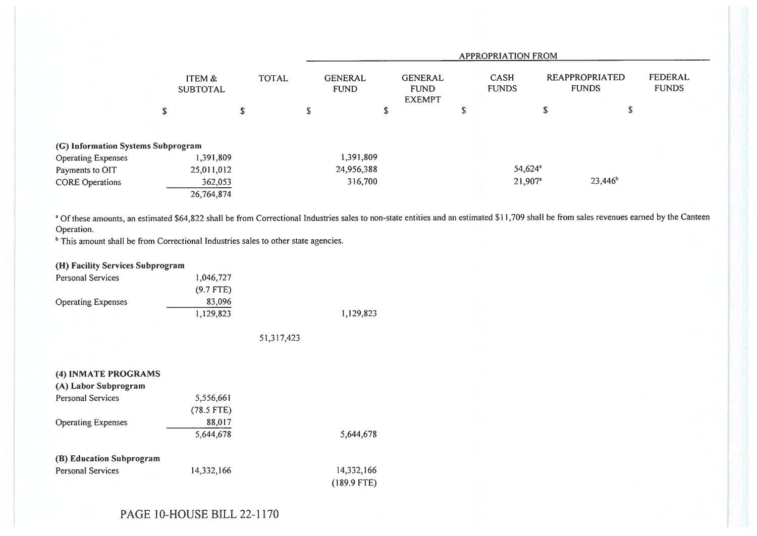| | ITEM & SUBTOTAL | TOTAL | APPROPRIATION FROM | | | | |
|---|---|---|---|---|---|---|---|
| | | | GENERAL FUND | GENERAL FUND EXEMPT | CASH FUNDS | REAPPROPRIATED FUNDS | FEDERAL FUNDS |
| | $ | $ | $ | $ | $ | $ | $ |
| **(G) Information Systems Subprogram** | | | | | | | |
| Operating Expenses | 1,391,809 | | 1,391,809 | | | | |
| Payments to OIT | 25,011,012 | | 24,956,388 | | 54,624[a] | | |
| CORE Operations | 362,053 | | 316,700 | | 21,907[a] | 23,446[b] | |
| | 26,764,874 | | | | | | |

[a] Of these amounts, an estimated $64,822 shall be from Correctional Industries sales to non-state entities and an estimated $11,709 shall be from sales revenues earned by the Canteen Operation.

[b] This amount shall be from Correctional Industries sales to other state agencies.

| | ITEM & SUBTOTAL | TOTAL | GENERAL FUND | GENERAL FUND EXEMPT | CASH FUNDS | REAPPROPRIATED FUNDS | FEDERAL FUNDS |
|---|---|---|---|---|---|---|---|
| **(H) Facility Services Subprogram** | | | | | | | |
| Personal Services | 1,046,727 | | | | | | |
| | (9.7 FTE) | | | | | | |
| Operating Expenses | 83,096 | | | | | | |
| | 1,129,823 | | 1,129,823 | | | | |
| | | 51,317,423 | | | | | |
| **(4) INMATE PROGRAMS** | | | | | | | |
| **(A) Labor Subprogram** | | | | | | | |
| Personal Services | 5,556,661 | | | | | | |
| | (78.5 FTE) | | | | | | |
| Operating Expenses | 88,017 | | | | | | |
| | 5,644,678 | | 5,644,678 | | | | |
| **(B) Education Subprogram** | | | | | | | |
| Personal Services | 14,332,166 | | 14,332,166 | | | | |
| | | | (189.9 FTE) | | | | |

PAGE 10-HOUSE BILL 22-1170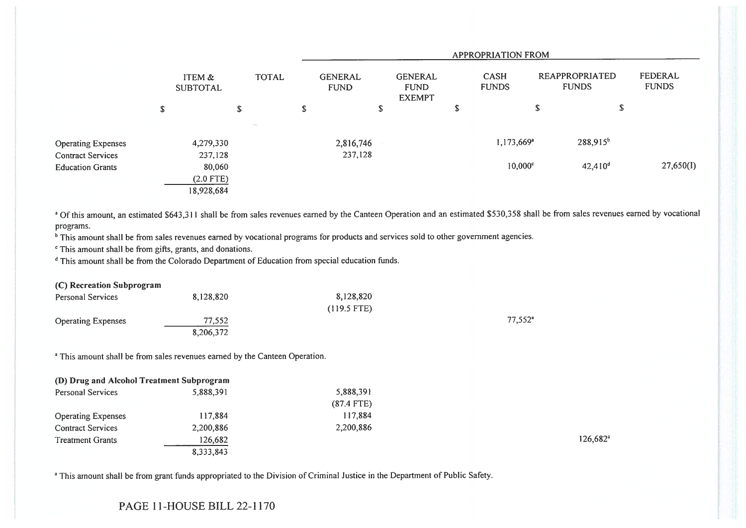| | ITEM & SUBTOTAL | TOTAL | APPROPRIATION FROM | | | | |
|---|---|---|---|---|---|---|---|
| | | | GENERAL FUND | GENERAL FUND EXEMPT | CASH FUNDS | REAPPROPRIATED FUNDS | FEDERAL FUNDS |
| | $ | $ | $ | $ | $ | $ | $ |
| Operating Expenses | 4,279,330 | | 2,816,746 | | 1,173,669[a] | 288,915[b] | |
| Contract Services | 237,128 | | 237,128 | | | | |
| Education Grants | 80,060 | | | | 10,000[c] | 42,410[d] | 27,650(I) |
| | (2.0 FTE) | | | | | | |
| | 18,928,684 | | | | | | |

[a] Of this amount, an estimated $643,311 shall be from sales revenues earned by the Canteen Operation and an estimated $530,358 shall be from sales revenues earned by vocational programs.

[b] This amount shall be from sales revenues earned by vocational programs for products and services sold to other government agencies.

[c] This amount shall be from gifts, grants, and donations.

[d] This amount shall be from the Colorado Department of Education from special education funds.

**(C) Recreation Subprogram**

| | ITEM & SUBTOTAL | TOTAL | GENERAL FUND | GENERAL FUND EXEMPT | CASH FUNDS | REAPPROPRIATED FUNDS | FEDERAL FUNDS |
|---|---|---|---|---|---|---|---|
| Personal Services | 8,128,820 | | 8,128,820 | | | | |
| | | | (119.5 FTE) | | | | |
| Operating Expenses | 77,552 | | | | 77,552[a] | | |
| | 8,206,372 | | | | | | |

[a] This amount shall be from sales revenues earned by the Canteen Operation.

**(D) Drug and Alcohol Treatment Subprogram**

| | ITEM & SUBTOTAL | TOTAL | GENERAL FUND | GENERAL FUND EXEMPT | CASH FUNDS | REAPPROPRIATED FUNDS | FEDERAL FUNDS |
|---|---|---|---|---|---|---|---|
| Personal Services | 5,888,391 | | 5,888,391 | | | | |
| | | | (87.4 FTE) | | | | |
| Operating Expenses | 117,884 | | 117,884 | | | | |
| Contract Services | 2,200,886 | | 2,200,886 | | | | |
| Treatment Grants | 126,682 | | | | | 126,682[a] | |
| | 8,333,843 | | | | | | |

[a] This amount shall be from grant funds appropriated to the Division of Criminal Justice in the Department of Public Safety.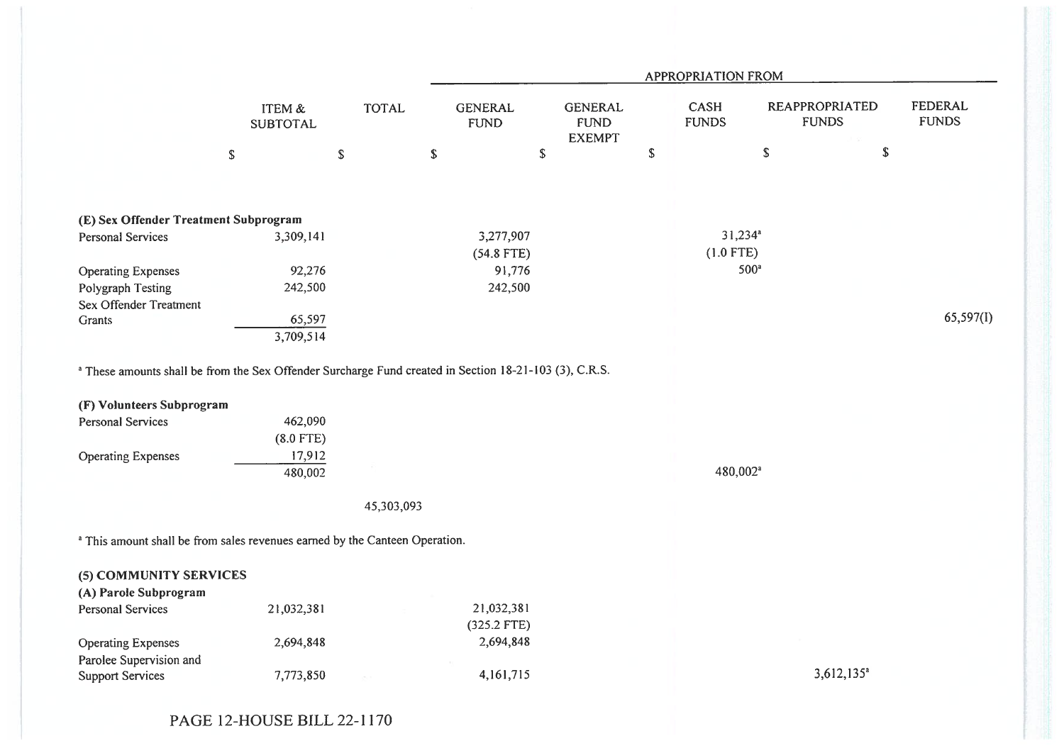| | ITEM & SUBTOTAL | TOTAL | GENERAL FUND | GENERAL FUND EXEMPT | CASH FUNDS | REAPPROPRIATED FUNDS | FEDERAL FUNDS |
|---|---|---|---|---|---|---|---|
| | | | APPROPRIATION FROM | | | | |
| | $ | $ | $ | $ | $ | $ | $ |
| **(E) Sex Offender Treatment Subprogram** | | | | | | | |
| Personal Services | 3,309,141 | | 3,277,907 | | 31,234[a] | | |
| | | | (54.8 FTE) | | (1.0 FTE) | | |
| Operating Expenses | 92,276 | | 91,776 | | 500[a] | | |
| Polygraph Testing | 242,500 | | 242,500 | | | | |
| Sex Offender Treatment Grants | 65,597 | | | | | | 65,597(I) |
| | 3,709,514 | | | | | | |

[a] These amounts shall be from the Sex Offender Surcharge Fund created in Section 18-21-103 (3), C.R.S.

| | ITEM & SUBTOTAL | TOTAL | GENERAL FUND | GENERAL FUND EXEMPT | CASH FUNDS | REAPPROPRIATED FUNDS | FEDERAL FUNDS |
|---|---|---|---|---|---|---|---|
| **(F) Volunteers Subprogram** | | | | | | | |
| Personal Services | 462,090 | | | | | | |
| | (8.0 FTE) | | | | | | |
| Operating Expenses | 17,912 | | | | | | |
| | 480,002 | | | | 480,002[a] | | |
| | | 45,303,093 | | | | | |

[a] This amount shall be from sales revenues earned by the Canteen Operation.

| | ITEM & SUBTOTAL | TOTAL | GENERAL FUND | GENERAL FUND EXEMPT | CASH FUNDS | REAPPROPRIATED FUNDS | FEDERAL FUNDS |
|---|---|---|---|---|---|---|---|
| **(5) COMMUNITY SERVICES** | | | | | | | |
| **(A) Parole Subprogram** | | | | | | | |
| Personal Services | 21,032,381 | | 21,032,381 | | | | |
| | | | (325.2 FTE) | | | | |
| Operating Expenses | 2,694,848 | | 2,694,848 | | | | |
| Parolee Supervision and Support Services | 7,773,850 | | 4,161,715 | | | 3,612,135[a] | |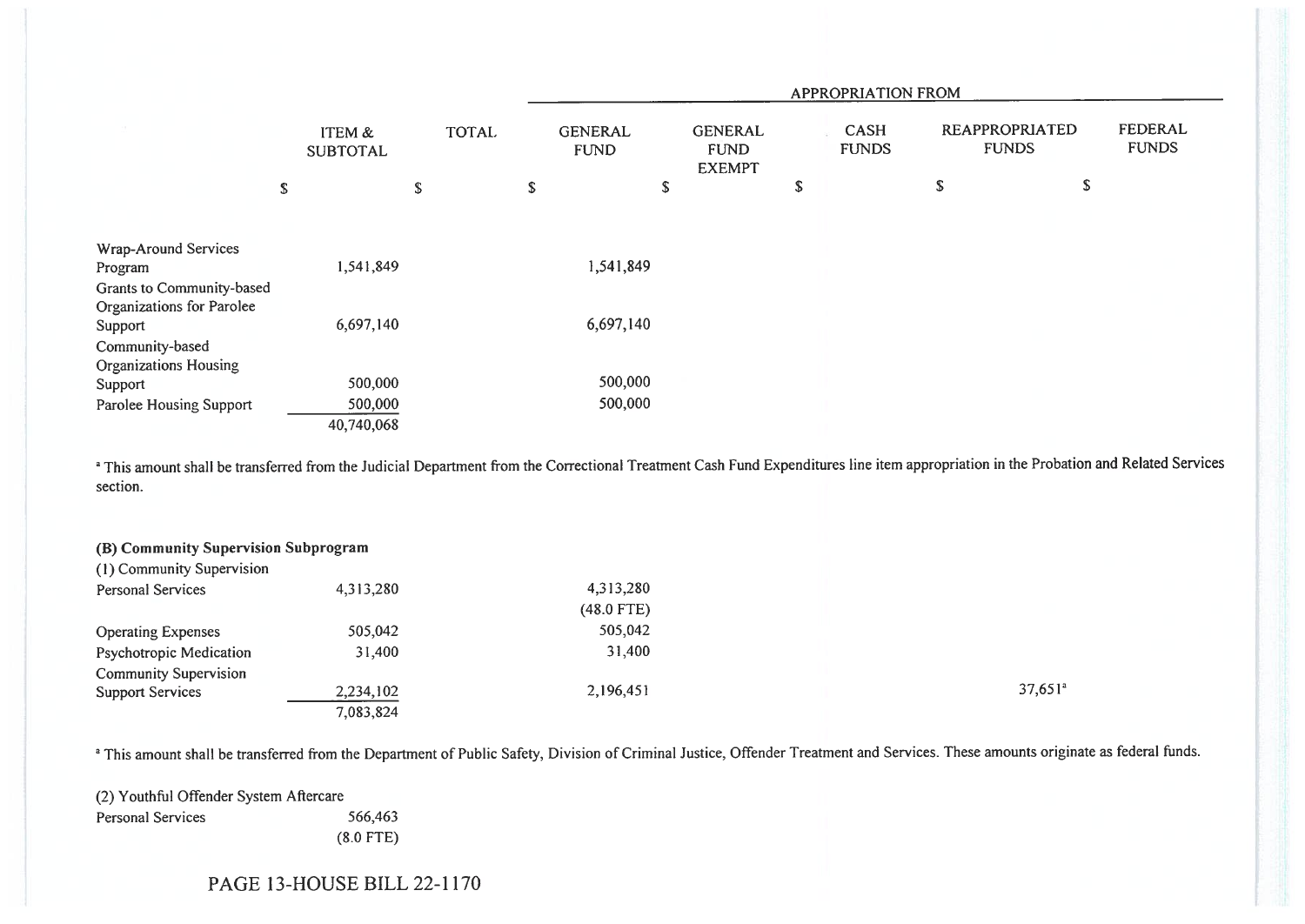| | ITEM & SUBTOTAL | TOTAL | APPROPRIATION FROM | | | | |
|---|---|---|---|---|---|---|---|
| | | | GENERAL FUND | GENERAL FUND EXEMPT | CASH FUNDS | REAPPROPRIATED FUNDS | FEDERAL FUNDS |
| | $ | $ | $ | $ | $ | $ | $ |
| Wrap-Around Services Program | 1,541,849 | | 1,541,849 | | | | |
| Grants to Community-based Organizations for Parolee Support | 6,697,140 | | 6,697,140 | | | | |
| Community-based Organizations Housing Support | 500,000 | | 500,000 | | | | |
| Parolee Housing Support | 500,000 | | 500,000 | | | | |
| | 40,740,068 | | | | | | |

[a] This amount shall be transferred from the Judicial Department from the Correctional Treatment Cash Fund Expenditures line item appropriation in the Probation and Related Services section.

**(B) Community Supervision Subprogram**

| | ITEM & SUBTOTAL | TOTAL | GENERAL FUND | GENERAL FUND EXEMPT | CASH FUNDS | REAPPROPRIATED FUNDS | FEDERAL FUNDS |
|---|---|---|---|---|---|---|---|
| (1) Community Supervision | | | | | | | |
| Personal Services | 4,313,280 | | 4,313,280 (48.0 FTE) | | | | |
| Operating Expenses | 505,042 | | 505,042 | | | | |
| Psychotropic Medication | 31,400 | | 31,400 | | | | |
| Community Supervision Support Services | 2,234,102 | | 2,196,451 | | | 37,651[a] | |
| | 7,083,824 | | | | | | |

[a] This amount shall be transferred from the Department of Public Safety, Division of Criminal Justice, Offender Treatment and Services. These amounts originate as federal funds.

| | ITEM & SUBTOTAL | TOTAL | GENERAL FUND | GENERAL FUND EXEMPT | CASH FUNDS | REAPPROPRIATED FUNDS | FEDERAL FUNDS |
|---|---|---|---|---|---|---|---|
| (2) Youthful Offender System Aftercare | | | | | | | |
| Personal Services | 566,463 (8.0 FTE) | | | | | | |

PAGE 13-HOUSE BILL 22-1170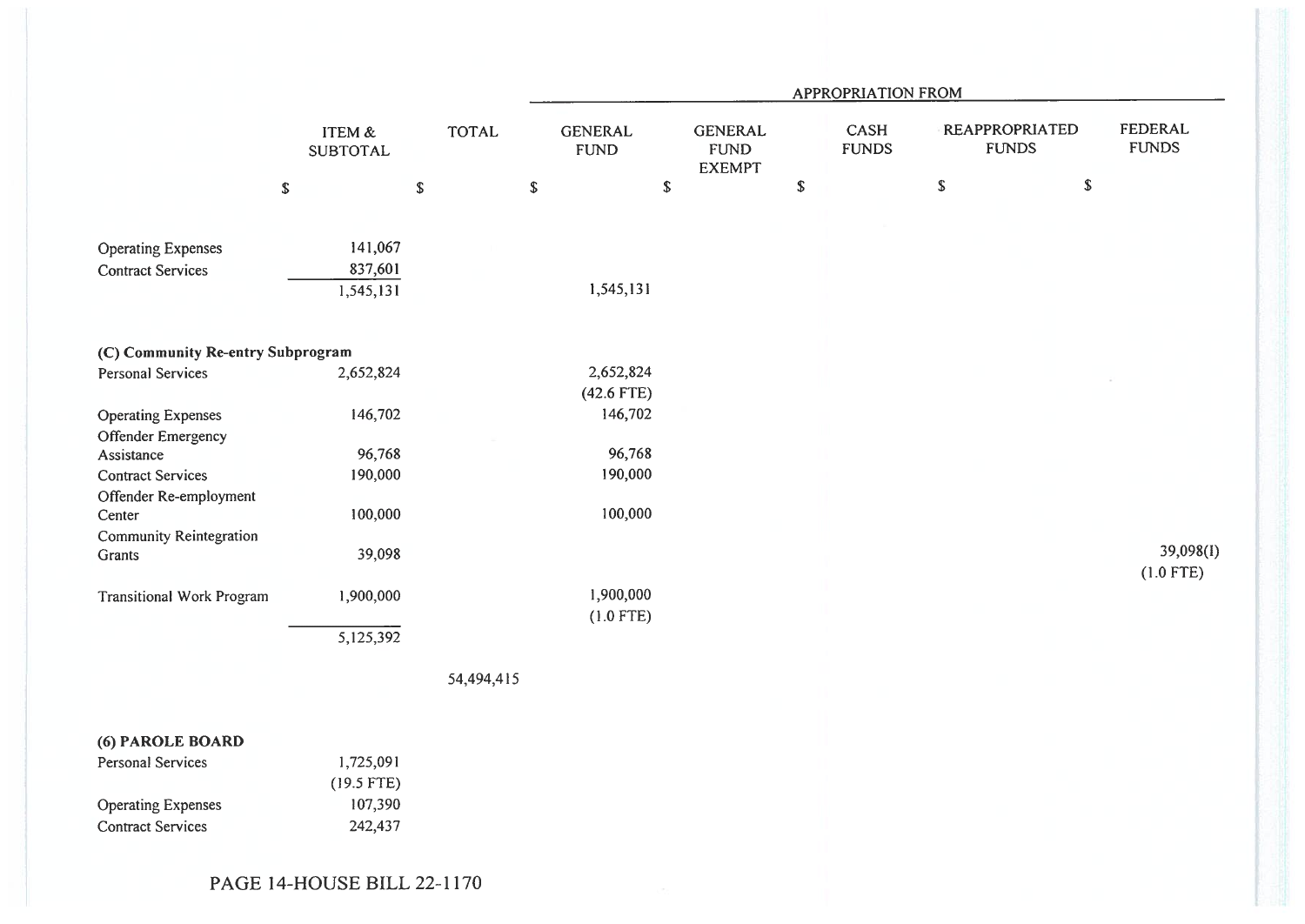| | ITEM & SUBTOTAL | TOTAL | GENERAL FUND | GENERAL FUND EXEMPT | CASH FUNDS | REAPPROPRIATED FUNDS | FEDERAL FUNDS |
|---|---|---|---|---|---|---|---|
| | | | APPROPRIATION FROM | | | | |
| | $ | $ | $ | $ | $ | $ | $ |
| Operating Expenses | 141,067 | | | | | | |
| Contract Services | 837,601 | | | | | | |
| | 1,545,131 | | 1,545,131 | | | | |
| **(C) Community Re-entry Subprogram** | | | | | | | |
| Personal Services | 2,652,824 | | 2,652,824 (42.6 FTE) | | | | |
| Operating Expenses | 146,702 | | 146,702 | | | | |
| Offender Emergency Assistance | 96,768 | | 96,768 | | | | |
| Contract Services | 190,000 | | 190,000 | | | | |
| Offender Re-employment Center | 100,000 | | 100,000 | | | | |
| Community Reintegration Grants | 39,098 | | | | | | 39,098(I) (1.0 FTE) |
| Transitional Work Program | 1,900,000 | | 1,900,000 (1.0 FTE) | | | | |
| | 5,125,392 | | | | | | |
| | | 54,494,415 | | | | | |
| **(6) PAROLE BOARD** | | | | | | | |
| Personal Services | 1,725,091 (19.5 FTE) | | | | | | |
| Operating Expenses | 107,390 | | | | | | |
| Contract Services | 242,437 | | | | | | |

PAGE 14-HOUSE BILL 22-1170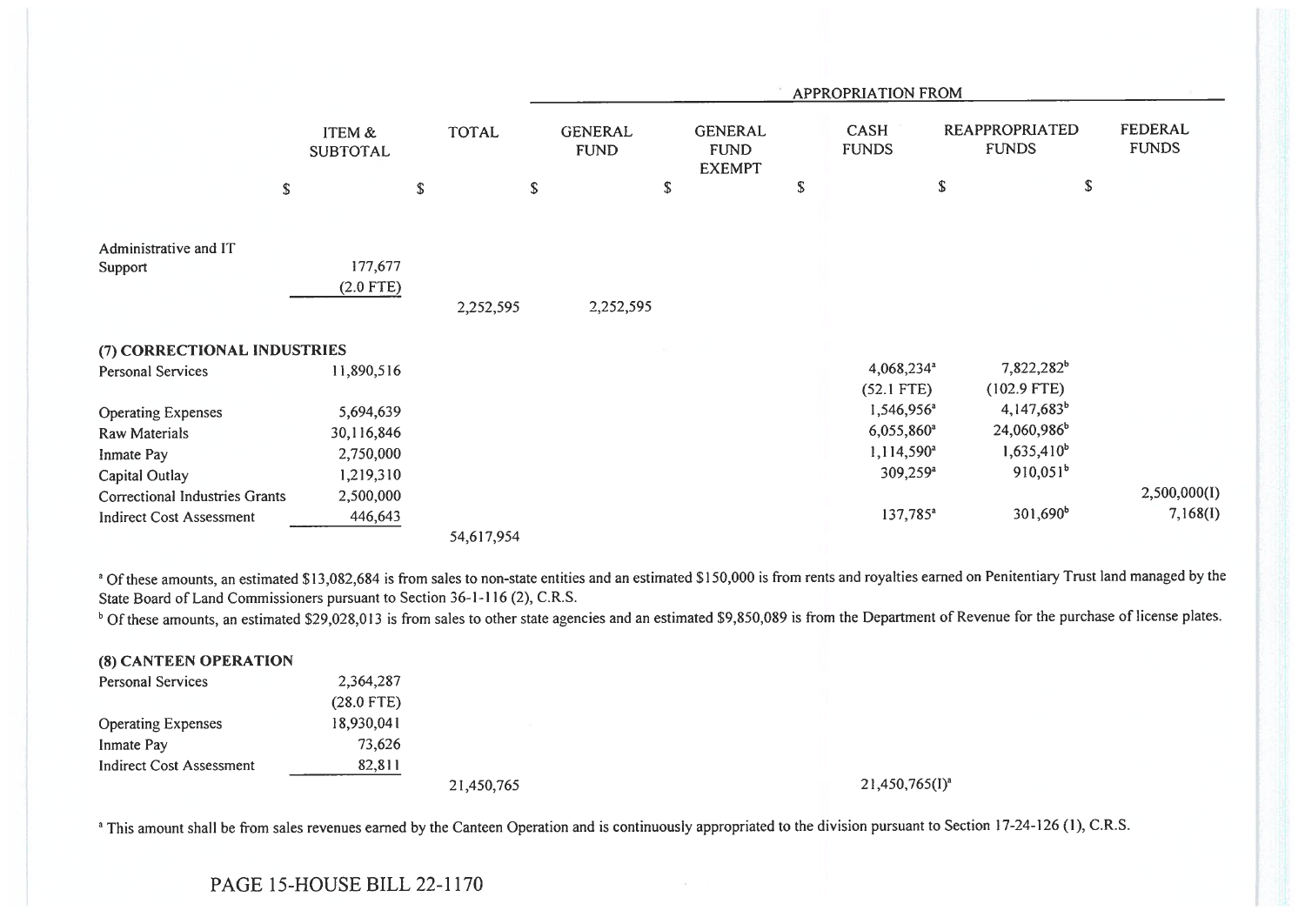| | ITEM & SUBTOTAL | TOTAL | APPROPRIATION FROM GENERAL FUND | GENERAL FUND EXEMPT | CASH FUNDS | REAPPROPRIATED FUNDS | FEDERAL FUNDS |
|---|---|---|---|---|---|---|---|
| | $ | $ | $ | $ | $ | $ | $ |
| Administrative and IT Support | 177,677 (2.0 FTE) | | | | | | |
| | | 2,252,595 | 2,252,595 | | | | |
| **(7) CORRECTIONAL INDUSTRIES** | | | | | | | |
| Personal Services | 11,890,516 | | | | 4,068,234[a] (52.1 FTE) | 7,822,282[b] (102.9 FTE) | |
| Operating Expenses | 5,694,639 | | | | 1,546,956[a] | 4,147,683[b] | |
| Raw Materials | 30,116,846 | | | | 6,055,860[a] | 24,060,986[b] | |
| Inmate Pay | 2,750,000 | | | | 1,114,590[a] | 1,635,410[b] | |
| Capital Outlay | 1,219,310 | | | | 309,259[a] | 910,051[b] | |
| Correctional Industries Grants | 2,500,000 | | | | | | 2,500,000(I) |
| Indirect Cost Assessment | 446,643 | | | | 137,785[a] | 301,690[b] | 7,168(I) |
| | | 54,617,954 | | | | | |

[a] Of these amounts, an estimated $13,082,684 is from sales to non-state entities and an estimated $150,000 is from rents and royalties earned on Penitentiary Trust land managed by the State Board of Land Commissioners pursuant to Section 36-1-116 (2), C.R.S.

[b] Of these amounts, an estimated $29,028,013 is from sales to other state agencies and an estimated $9,850,089 is from the Department of Revenue for the purchase of license plates.

| | ITEM & SUBTOTAL | TOTAL | GENERAL FUND | GENERAL FUND EXEMPT | CASH FUNDS | REAPPROPRIATED FUNDS | FEDERAL FUNDS |
|---|---|---|---|---|---|---|---|
| **(8) CANTEEN OPERATION** | | | | | | | |
| Personal Services | 2,364,287 (28.0 FTE) | | | | | | |
| Operating Expenses | 18,930,041 | | | | | | |
| Inmate Pay | 73,626 | | | | | | |
| Indirect Cost Assessment | 82,811 | | | | | | |
| | | 21,450,765 | | | 21,450,765(I)[a] | | |

[a] This amount shall be from sales revenues earned by the Canteen Operation and is continuously appropriated to the division pursuant to Section 17-24-126 (1), C.R.S.

PAGE 15-HOUSE BILL 22-1170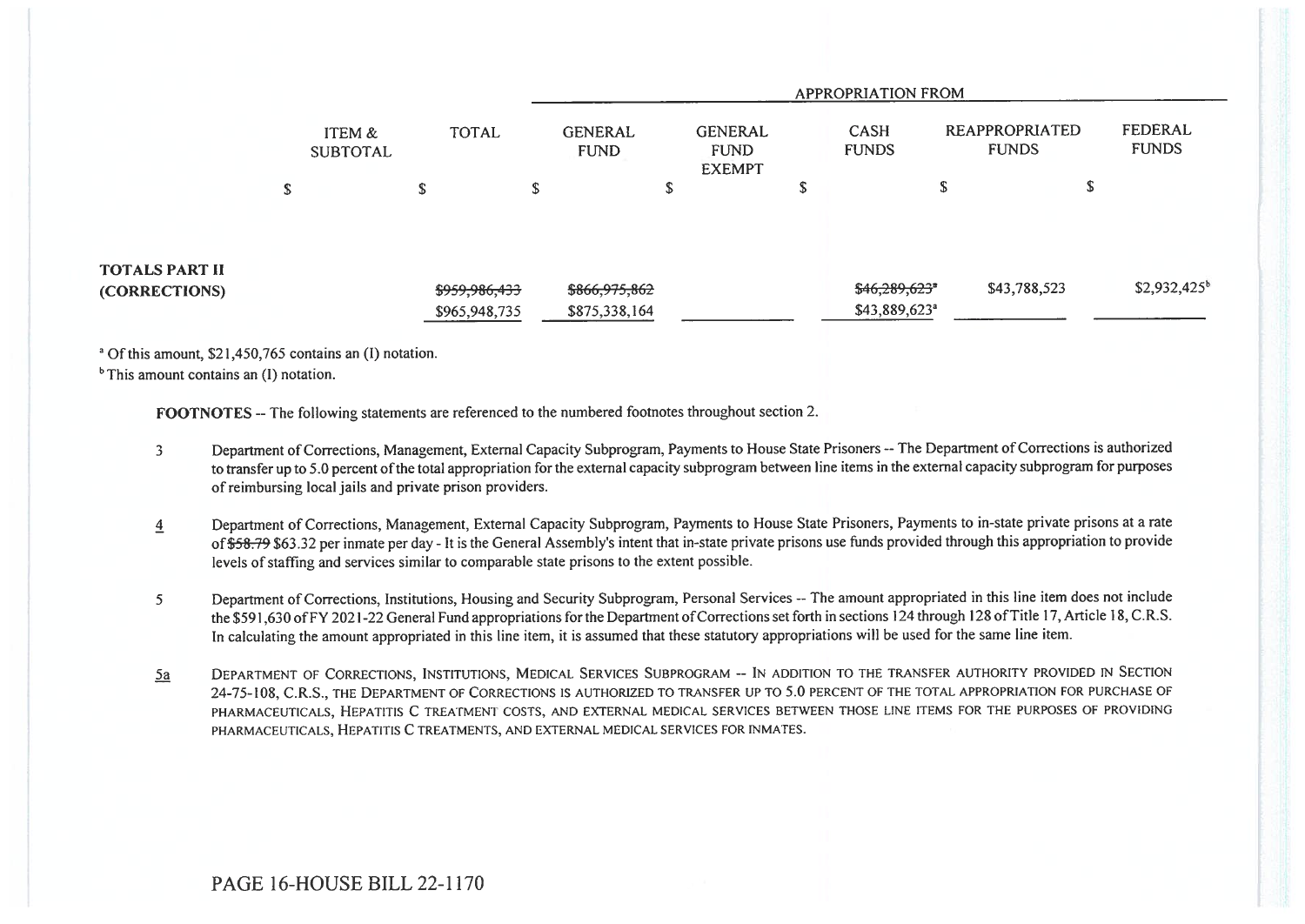| | ITEM & SUBTOTAL | TOTAL | GENERAL FUND | GENERAL FUND EXEMPT | CASH FUNDS | REAPPROPRIATED FUNDS | FEDERAL FUNDS |
|---|---|---|---|---|---|---|---|
| | | | APPROPRIATION FROM | | | | |
| | $ | $ | $ | $ | $ | $ | $ |
| **TOTALS PART II (CORRECTIONS)** | | ~~$959,986,433~~ $965,948,735 | ~~$866,975,862~~ $875,338,164 | | ~~$46,289,623~~[a] $43,889,623[a] | $43,788,523 | $2,932,425[b] |

[a] Of this amount, $21,450,765 contains an (I) notation.
[b] This amount contains an (I) notation.

**FOOTNOTES** -- The following statements are referenced to the numbered footnotes throughout section 2.

3 Department of Corrections, Management, External Capacity Subprogram, Payments to House State Prisoners -- The Department of Corrections is authorized to transfer up to 5.0 percent of the total appropriation for the external capacity subprogram between line items in the external capacity subprogram for purposes of reimbursing local jails and private prison providers.

4 Department of Corrections, Management, External Capacity Subprogram, Payments to House State Prisoners, Payments to in-state private prisons at a rate of ~~$58.79~~ $63.32 per inmate per day - It is the General Assembly's intent that in-state private prisons use funds provided through this appropriation to provide levels of staffing and services similar to comparable state prisons to the extent possible.

5 Department of Corrections, Institutions, Housing and Security Subprogram, Personal Services -- The amount appropriated in this line item does not include the $591,630 of FY 2021-22 General Fund appropriations for the Department of Corrections set forth in sections 124 through 128 of Title 17, Article 18, C.R.S. In calculating the amount appropriated in this line item, it is assumed that these statutory appropriations will be used for the same line item.

5a DEPARTMENT OF CORRECTIONS, INSTITUTIONS, MEDICAL SERVICES SUBPROGRAM -- IN ADDITION TO THE TRANSFER AUTHORITY PROVIDED IN SECTION 24-75-108, C.R.S., THE DEPARTMENT OF CORRECTIONS IS AUTHORIZED TO TRANSFER UP TO 5.0 PERCENT OF THE TOTAL APPROPRIATION FOR PURCHASE OF PHARMACEUTICALS, HEPATITIS C TREATMENT COSTS, AND EXTERNAL MEDICAL SERVICES BETWEEN THOSE LINE ITEMS FOR THE PURPOSES OF PROVIDING PHARMACEUTICALS, HEPATITIS C TREATMENTS, AND EXTERNAL MEDICAL SERVICES FOR INMATES.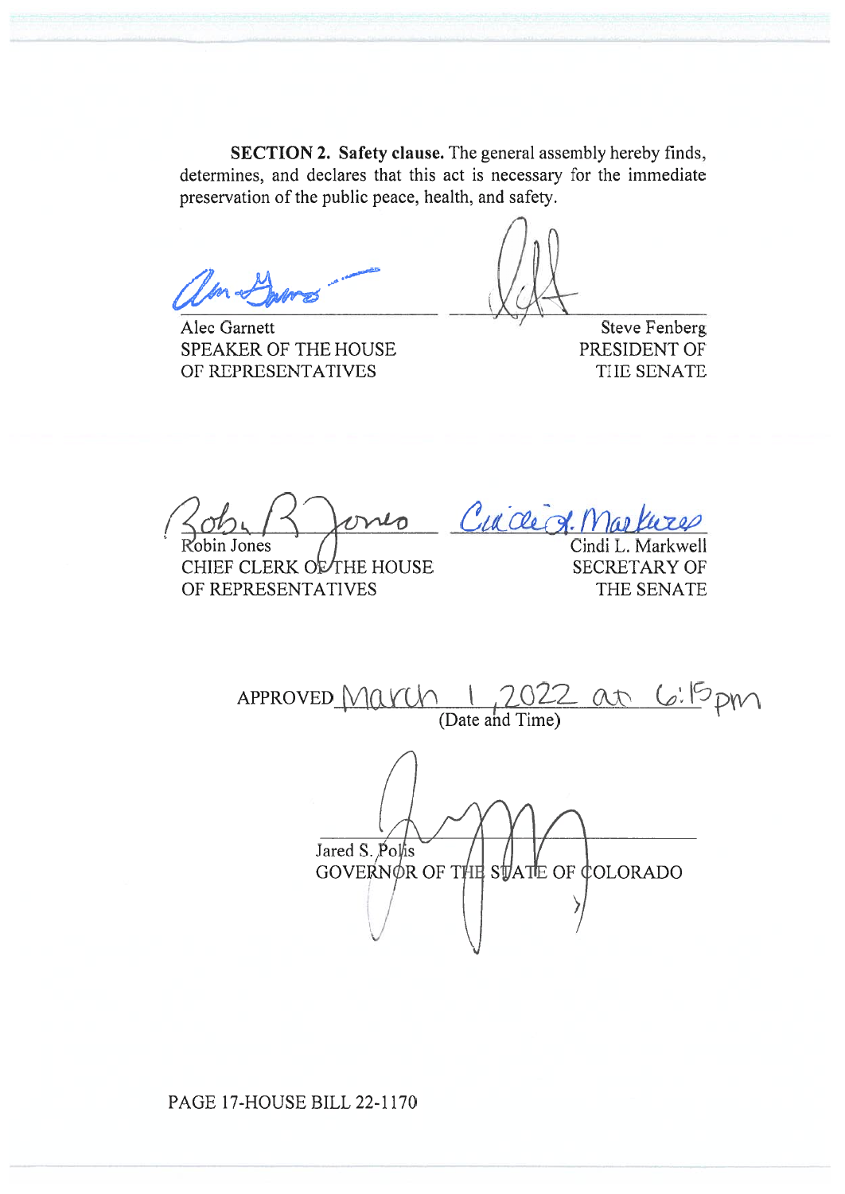**SECTION 2. Safety clause.** The general assembly hereby finds, determines, and declares that this act is necessary for the immediate preservation of the public peace, health, and safety.

Alec Garnett
SPEAKER OF THE HOUSE
OF REPRESENTATIVES

Steve Fenberg
PRESIDENT OF
THE SENATE

Robin Jones
CHIEF CLERK OF THE HOUSE
OF REPRESENTATIVES

Cindi L. Markwell
SECRETARY OF
THE SENATE

APPROVED March 1, 2022 at 6:15pm
(Date and Time)

Jared S. Polis
GOVERNOR OF THE STATE OF COLORADO

PAGE 17-HOUSE BILL 22-1170